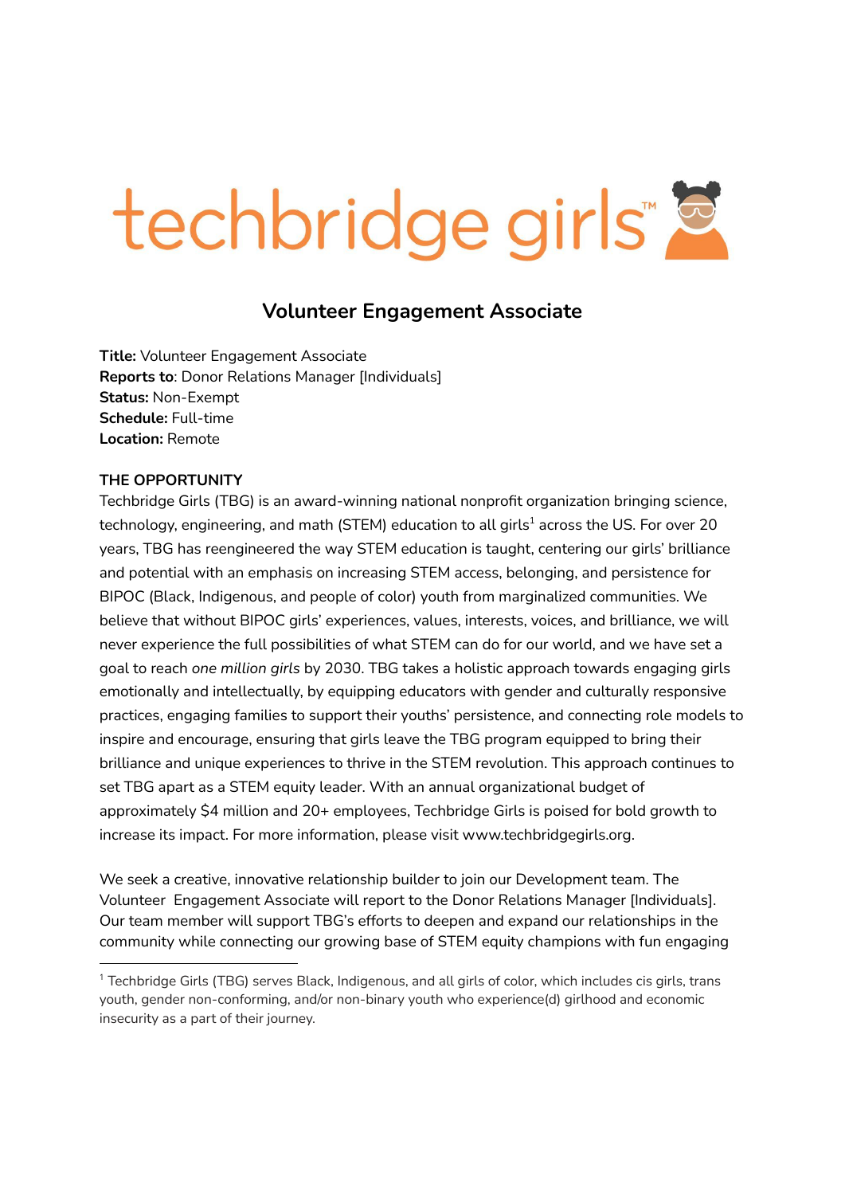# techbridge girls™

## Volunteer Engagement Associate

**Title:** Volunteer Engagement Associate
**Reports to**: Donor Relations Manager [Individuals]
**Status:** Non-Exempt
**Schedule:** Full-time
**Location:** Remote

**THE OPPORTUNITY**

Techbridge Girls (TBG) is an award-winning national nonprofit organization bringing science, technology, engineering, and math (STEM) education to all girls[1] across the US. For over 20 years, TBG has reengineered the way STEM education is taught, centering our girls' brilliance and potential with an emphasis on increasing STEM access, belonging, and persistence for BIPOC (Black, Indigenous, and people of color) youth from marginalized communities. We believe that without BIPOC girls' experiences, values, interests, voices, and brilliance, we will never experience the full possibilities of what STEM can do for our world, and we have set a goal to reach *one million girls* by 2030. TBG takes a holistic approach towards engaging girls emotionally and intellectually, by equipping educators with gender and culturally responsive practices, engaging families to support their youths' persistence, and connecting role models to inspire and encourage, ensuring that girls leave the TBG program equipped to bring their brilliance and unique experiences to thrive in the STEM revolution. This approach continues to set TBG apart as a STEM equity leader. With an annual organizational budget of approximately $4 million and 20+ employees, Techbridge Girls is poised for bold growth to increase its impact. For more information, please visit www.techbridgegirls.org.

We seek a creative, innovative relationship builder to join our Development team. The Volunteer Engagement Associate will report to the Donor Relations Manager [Individuals]. Our team member will support TBG's efforts to deepen and expand our relationships in the community while connecting our growing base of STEM equity champions with fun engaging

---

[1] Techbridge Girls (TBG) serves Black, Indigenous, and all girls of color, which includes cis girls, trans youth, gender non-conforming, and/or non-binary youth who experience(d) girlhood and economic insecurity as a part of their journey.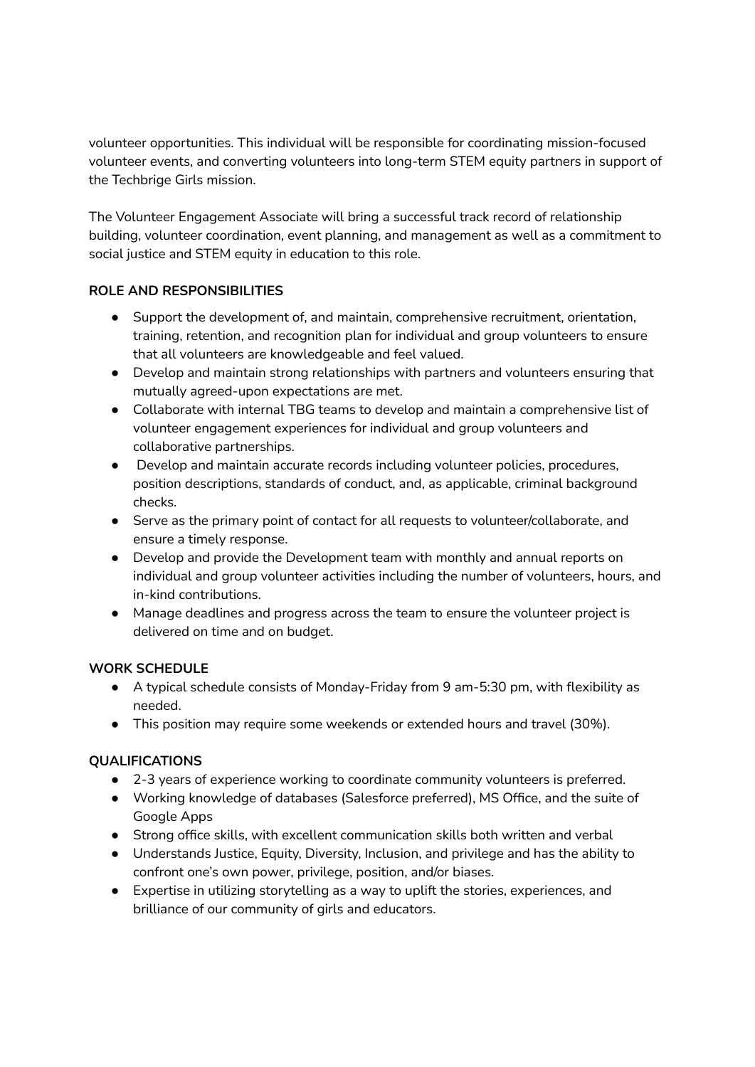volunteer opportunities. This individual will be responsible for coordinating mission-focused volunteer events, and converting volunteers into long-term STEM equity partners in support of the Techbrige Girls mission.

The Volunteer Engagement Associate will bring a successful track record of relationship building, volunteer coordination, event planning, and management as well as a commitment to social justice and STEM equity in education to this role.

**ROLE AND RESPONSIBILITIES**

- Support the development of, and maintain, comprehensive recruitment, orientation, training, retention, and recognition plan for individual and group volunteers to ensure that all volunteers are knowledgeable and feel valued.
- Develop and maintain strong relationships with partners and volunteers ensuring that mutually agreed-upon expectations are met.
- Collaborate with internal TBG teams to develop and maintain a comprehensive list of volunteer engagement experiences for individual and group volunteers and collaborative partnerships.
- Develop and maintain accurate records including volunteer policies, procedures, position descriptions, standards of conduct, and, as applicable, criminal background checks.
- Serve as the primary point of contact for all requests to volunteer/collaborate, and ensure a timely response.
- Develop and provide the Development team with monthly and annual reports on individual and group volunteer activities including the number of volunteers, hours, and in-kind contributions.
- Manage deadlines and progress across the team to ensure the volunteer project is delivered on time and on budget.

**WORK SCHEDULE**

- A typical schedule consists of Monday-Friday from 9 am-5:30 pm, with flexibility as needed.
- This position may require some weekends or extended hours and travel (30%).

**QUALIFICATIONS**

- 2-3 years of experience working to coordinate community volunteers is preferred.
- Working knowledge of databases (Salesforce preferred), MS Office, and the suite of Google Apps
- Strong office skills, with excellent communication skills both written and verbal
- Understands Justice, Equity, Diversity, Inclusion, and privilege and has the ability to confront one's own power, privilege, position, and/or biases.
- Expertise in utilizing storytelling as a way to uplift the stories, experiences, and brilliance of our community of girls and educators.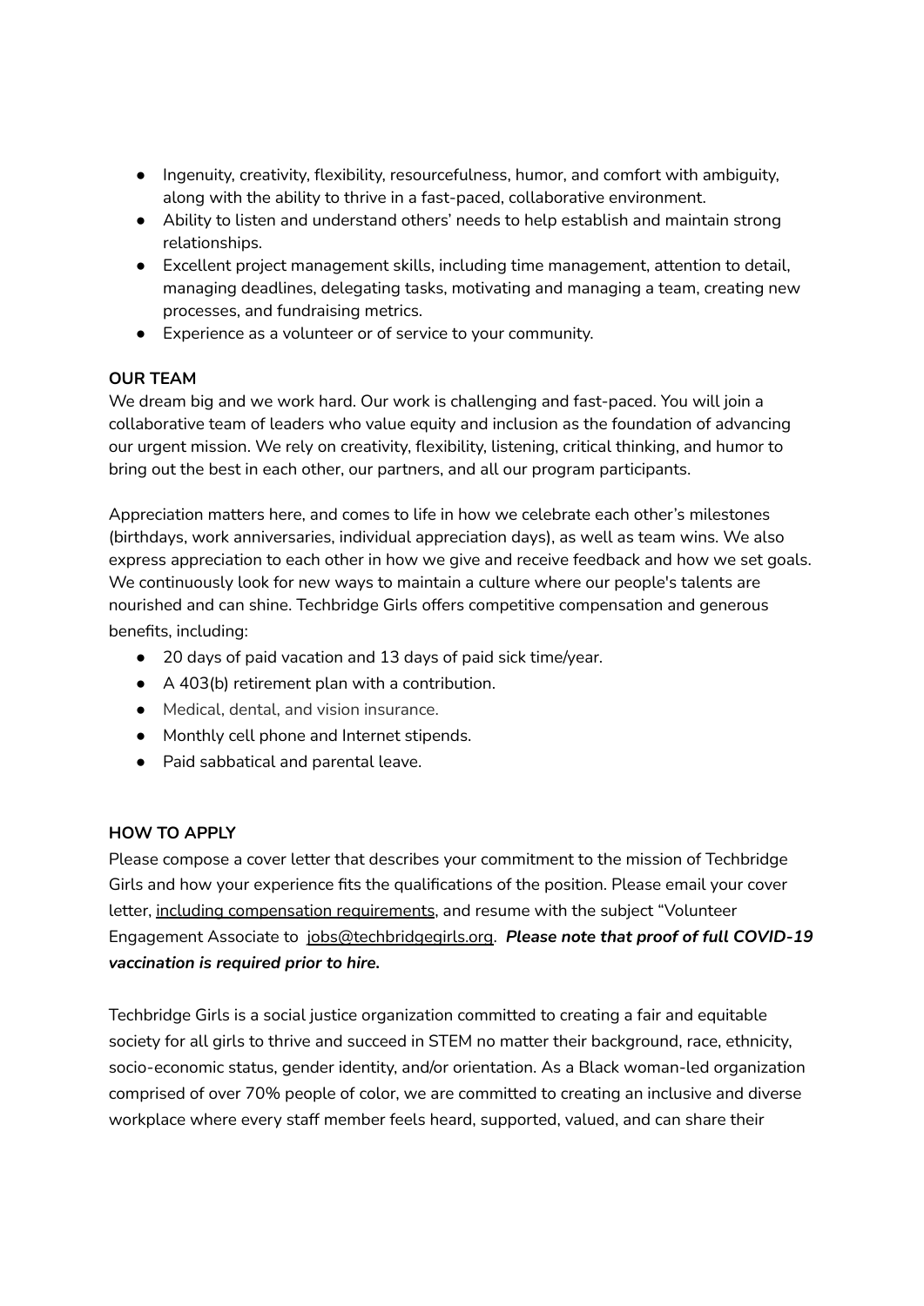- Ingenuity, creativity, flexibility, resourcefulness, humor, and comfort with ambiguity, along with the ability to thrive in a fast-paced, collaborative environment.
- Ability to listen and understand others' needs to help establish and maintain strong relationships.
- Excellent project management skills, including time management, attention to detail, managing deadlines, delegating tasks, motivating and managing a team, creating new processes, and fundraising metrics.
- Experience as a volunteer or of service to your community.

**OUR TEAM**

We dream big and we work hard. Our work is challenging and fast-paced. You will join a collaborative team of leaders who value equity and inclusion as the foundation of advancing our urgent mission. We rely on creativity, flexibility, listening, critical thinking, and humor to bring out the best in each other, our partners, and all our program participants.

Appreciation matters here, and comes to life in how we celebrate each other's milestones (birthdays, work anniversaries, individual appreciation days), as well as team wins. We also express appreciation to each other in how we give and receive feedback and how we set goals. We continuously look for new ways to maintain a culture where our people's talents are nourished and can shine. Techbridge Girls offers competitive compensation and generous benefits, including:

- 20 days of paid vacation and 13 days of paid sick time/year.
- A 403(b) retirement plan with a contribution.
- Medical, dental, and vision insurance.
- Monthly cell phone and Internet stipends.
- Paid sabbatical and parental leave.

**HOW TO APPLY**

Please compose a cover letter that describes your commitment to the mission of Techbridge Girls and how your experience fits the qualifications of the position. Please email your cover letter, including compensation requirements, and resume with the subject "Volunteer Engagement Associate to jobs@techbridgegirls.org. ***Please note that proof of full COVID-19 vaccination is required prior to hire.***

Techbridge Girls is a social justice organization committed to creating a fair and equitable society for all girls to thrive and succeed in STEM no matter their background, race, ethnicity, socio-economic status, gender identity, and/or orientation. As a Black woman-led organization comprised of over 70% people of color, we are committed to creating an inclusive and diverse workplace where every staff member feels heard, supported, valued, and can share their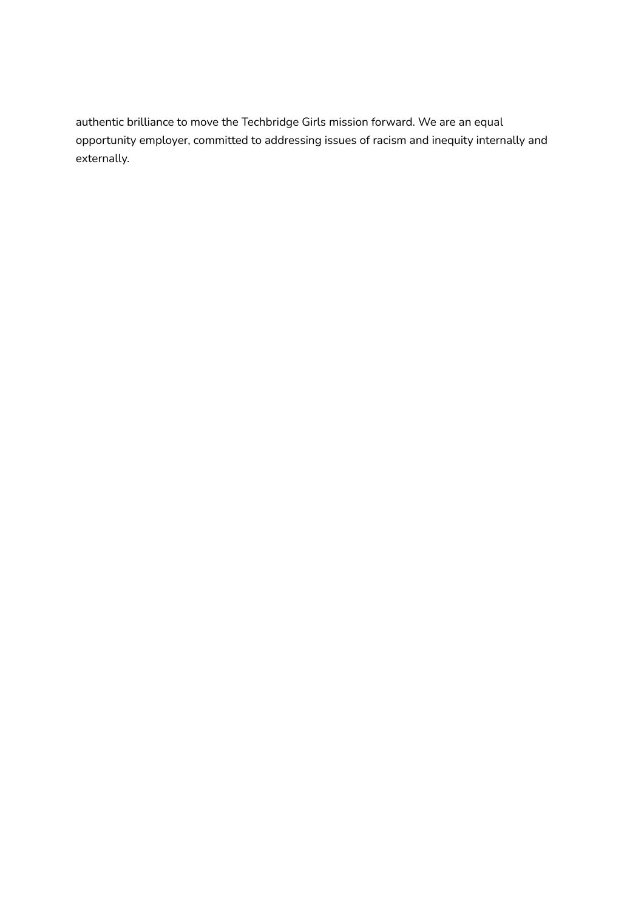authentic brilliance to move the Techbridge Girls mission forward. We are an equal opportunity employer, committed to addressing issues of racism and inequity internally and externally.